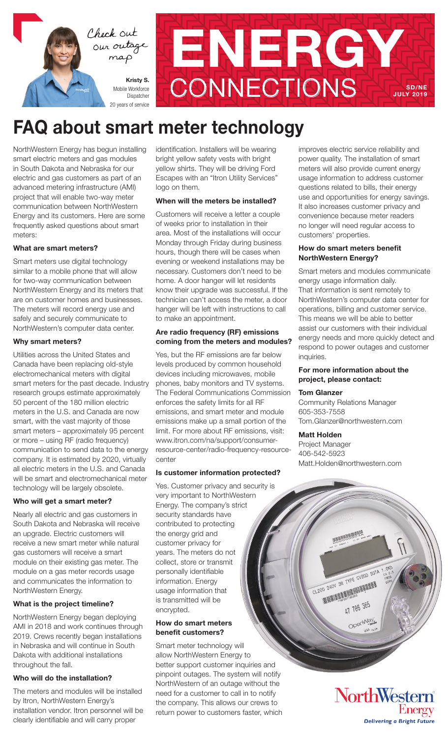Check out our outage map

**Kristy S.**
Mobile Workforce Dispatcher
20 years of service

# ENERGY CONNECTIONS

SD/NE
JULY 2019

# FAQ about smart meter technology

NorthWestern Energy has begun installing smart electric meters and gas modules in South Dakota and Nebraska for our electric and gas customers as part of an advanced metering infrastructure (AMI) project that will enable two-way meter communication between NorthWestern Energy and its customers. Here are some frequently asked questions about smart meters:

### What are smart meters?

Smart meters use digital technology similar to a mobile phone that will allow for two-way communication between NorthWestern Energy and its meters that are on customer homes and businesses. The meters will record energy use and safely and securely communicate to NorthWestern's computer data center.

### Why smart meters?

Utilities across the United States and Canada have been replacing old-style electromechanical meters with digital smart meters for the past decade. Industry research groups estimate approximately 50 percent of the 180 million electric meters in the U.S. and Canada are now smart, with the vast majority of those smart meters – approximately 95 percent or more – using RF (radio frequency) communication to send data to the energy company. It is estimated by 2020, virtually all electric meters in the U.S. and Canada will be smart and electromechanical meter technology will be largely obsolete.

### Who will get a smart meter?

Nearly all electric and gas customers in South Dakota and Nebraska will receive an upgrade. Electric customers will receive a new smart meter while natural gas customers will receive a smart module on their existing gas meter. The module on a gas meter records usage and communicates the information to NorthWestern Energy.

### What is the project timeline?

NorthWestern Energy began deploying AMI in 2018 and work continues through 2019. Crews recently began installations in Nebraska and will continue in South Dakota with additional installations throughout the fall.

### Who will do the installation?

The meters and modules will be installed by Itron, NorthWestern Energy's installation vendor. Itron personnel will be clearly identifiable and will carry proper identification. Installers will be wearing bright yellow safety vests with bright yellow shirts. They will be driving Ford Escapes with an "Itron Utility Services" logo on them.

### When will the meters be installed?

Customers will receive a letter a couple of weeks prior to installation in their area. Most of the installations will occur Monday through Friday during business hours, though there will be cases when evening or weekend installations may be necessary. Customers don't need to be home. A door hanger will let residents know their upgrade was successful. If the technician can't access the meter, a door hanger will be left with instructions to call to make an appointment.

### Are radio frequency (RF) emissions coming from the meters and modules?

Yes, but the RF emissions are far below levels produced by common household devices including microwaves, mobile phones, baby monitors and TV systems. The Federal Communications Commission enforces the safety limits for all RF emissions, and smart meter and module emissions make up a small portion of the limit. For more about RF emissions, visit: www.itron.com/na/support/consumer-resource-center/radio-frequency-resource-center

### Is customer information protected?

Yes. Customer privacy and security is very important to NorthWestern Energy. The company's strict security standards have contributed to protecting the energy grid and customer privacy for years. The meters do not collect, store or transmit personally identifiable information. Energy usage information that is transmitted will be encrypted.

### How do smart meters benefit customers?

Smart meter technology will allow NorthWestern Energy to better support customer inquiries and pinpoint outages. The system will notify NorthWestern of an outage without the need for a customer to call in to notify the company. This allows our crews to return power to customers faster, which improves electric service reliability and power quality. The installation of smart meters will also provide current energy usage information to address customer questions related to bills, their energy use and opportunities for energy savings. It also increases customer privacy and convenience because meter readers no longer will need regular access to customers' properties.

### How do smart meters benefit NorthWestern Energy?

Smart meters and modules communicate energy usage information daily. That information is sent remotely to NorthWestern's computer data center for operations, billing and customer service. This means we will be able to better assist our customers with their individual energy needs and more quickly detect and respond to power outages and customer inquiries.

### For more information about the project, please contact:

**Tom Glanzer**
Community Relations Manager
605-353-7558
Tom.Glanzer@northwestern.com

**Matt Holden**
Project Manager
406-542-5923
Matt.Holden@northwestern.com

NorthWestern Energy
Delivering a Bright Future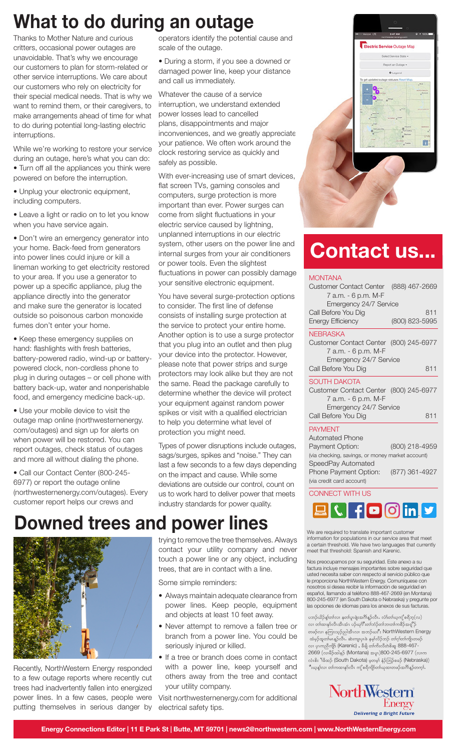# What to do during an outage

Thanks to Mother Nature and curious critters, occasional power outages are unavoidable. That's why we encourage our customers to plan for storm-related or other service interruptions. We care about our customers who rely on electricity for their special medical needs. That is why we want to remind them, or their caregivers, to make arrangements ahead of time for what to do during potential long-lasting electric interruptions.

While we're working to restore your service during an outage, here's what you can do:

- Turn off all the appliances you think were powered on before the interruption.
- Unplug your electronic equipment, including computers.
- Leave a light or radio on to let you know when you have service again.
- Don't wire an emergency generator into your home. Back-feed from generators into power lines could injure or kill a lineman working to get electricity restored to your area. If you use a generator to power up a specific appliance, plug the appliance directly into the generator and make sure the generator is located outside so poisonous carbon monoxide fumes don't enter your home.
- Keep these emergency supplies on hand: flashlights with fresh batteries, battery-powered radio, wind-up or battery-powered clock, non-cordless phone to plug in during outages – or cell phone with battery back-up, water and nonperishable food, and emergency medicine back-up.
- Use your mobile device to visit the outage map online (northwesternenergy.com/outages) and sign up for alerts on when power will be restored. You can report outages, check status of outages and more all without dialing the phone.
- Call our Contact Center (800-245-6977) or report the outage online (northwesternenergy.com/outages). Every customer report helps our crews and operators identify the potential cause and scale of the outage.
- During a storm, if you see a downed or damaged power line, keep your distance and call us immediately.

Whatever the cause of a service interruption, we understand extended power losses lead to cancelled plans, disappointments and major inconveniences, and we greatly appreciate your patience. We often work around the clock restoring service as quickly and safely as possible.

With ever-increasing use of smart devices, flat screen TVs, gaming consoles and computers, surge protection is more important than ever. Power surges can come from slight fluctuations in your electric service caused by lightning, unplanned interruptions in our electric system, other users on the power line and internal surges from your air conditioners or power tools. Even the slightest fluctuations in power can possibly damage your sensitive electronic equipment.

You have several surge-protection options to consider. The first line of defense consists of installing surge protection at the service to protect your entire home. Another option is to use a surge protector that you plug into an outlet and then plug your device into the protector. However, please note that power strips and surge protectors may look alike but they are not the same. Read the package carefully to determine whether the device will protect your equipment against random power spikes or visit with a qualified electrician to help you determine what level of protection you might need.

Types of power disruptions include outages, sags/surges, spikes and "noise." They can last a few seconds to a few days depending on the impact and cause. While some deviations are outside our control, count on us to work hard to deliver power that meets industry standards for power quality.

# Contact us...

**MONTANA**

| | |
|---|---|
| Customer Contact Center 7 a.m. - 6 p.m. M-F Emergency 24/7 Service | (888) 467-2669 |
| Call Before You Dig | 811 |
| Energy Efficiency | (800) 823-5995 |

**NEBRASKA**

| | |
|---|---|
| Customer Contact Center 7 a.m. - 6 p.m. M-F Emergency 24/7 Service | (800) 245-6977 |
| Call Before You Dig | 811 |

**SOUTH DAKOTA**

| | |
|---|---|
| Customer Contact Center 7 a.m. - 6 p.m. M-F Emergency 24/7 Service | (800) 245-6977 |
| Call Before You Dig | 811 |

**PAYMENT**

| | |
|---|---|
| Automated Phone Payment Option: (via checking, savings, or money market account) | (800) 218-4959 |
| SpeedPay Automated Phone Payment Option: (via credit card account) | (877) 361-4927 |

**CONNECT WITH US**

We are required to translate important customer information for populations in our service area that meet a certain threshold. We have two languages that currently meet that threshold: Spanish and Karenic.

Nos preocupamos por su seguridad. Este anexo a su factura incluye mensajes importantes sobre seguridad que usted necesita saber con respecto al servicio público que le proporciona NorthWestern Energy. Comuníquese con nosotros si desea recibir la información de seguridad en español, llamando al teléfono 888-467-2669 (en Montana) 800-245-6977 (en South Dakota o Nebraska) y pregunte por las opciones de idiomas para los anexos de sus facturas.

ပဘဉ်ယိဉ်န့ၢ်တၢ်လၢ နတၢ်ပူၤဖျဲးအဂီၢ်နဉ်လီၤ. လံာ်တၢ်ယုကွၢ်စရီဘ့(လ) လၢ တၢ်ထၢနှာ်လီၤအီၤအံၤ ပဉ်ယှာ်အတၢ်ဘဉ်တၢ်ဘၣတၢ်ကစိဉ်အရှၤ်ဒ်တဖဉ်လၢ နကြၢးသ့ဉ်ညါအီၤလၢ အဘဉ်ယး NorthWestern Energy ထံမှဉ်အူတၢ်မၤန့ၣ်လီၤ. ဆဲးကျ‌ၤပှၤဖဲ နမ့ၢ်လိဉ်ဘဉ် တၢ်ဂ့ၢ်တၢ်ကျိၤတဖဉ် လၢ ပှၤကညီကျိာ် (Karenic) . ဖီဖျိ တၢ်ကိးလီတဲစိဆ့ 888-467-2669 (လၢမိဉ်ထါနဉ် (Montana) အပူၤ)800-245-6977 (လၢကလံၤစီး ႑ဒိထဉ် (South Dakota) မ့တမ့ၢ် နံဉ်ဘြဲစခဉ် (Nebraska)) ဒီးယ့နၢ်လၢ တၢ်ကထၢနှာ်လီၤ ကွၢ်စရီကျိာ်တၢ်ယုထၢတဖဉ်အဂီၢ်နဉ်တက့ၢ်.

NorthWestern Energy
Delivering a Bright Future

# Downed trees and power lines

Recently, NorthWestern Energy responded to a few outage reports where recently cut trees had inadvertently fallen into energized power lines. In a few cases, people were putting themselves in serious danger by trying to remove the tree themselves. Always contact your utility company and never touch a power line or any object, including trees, that are in contact with a line.

Some simple reminders:

- Always maintain adequate clearance from power lines. Keep people, equipment and objects at least 10 feet away.
- Never attempt to remove a fallen tree or branch from a power line. You could be seriously injured or killed.
- If a tree or branch does come in contact with a power line, keep yourself and others away from the tree and contact your utility company.

Visit northwesternenergy.com for additional electrical safety tips.